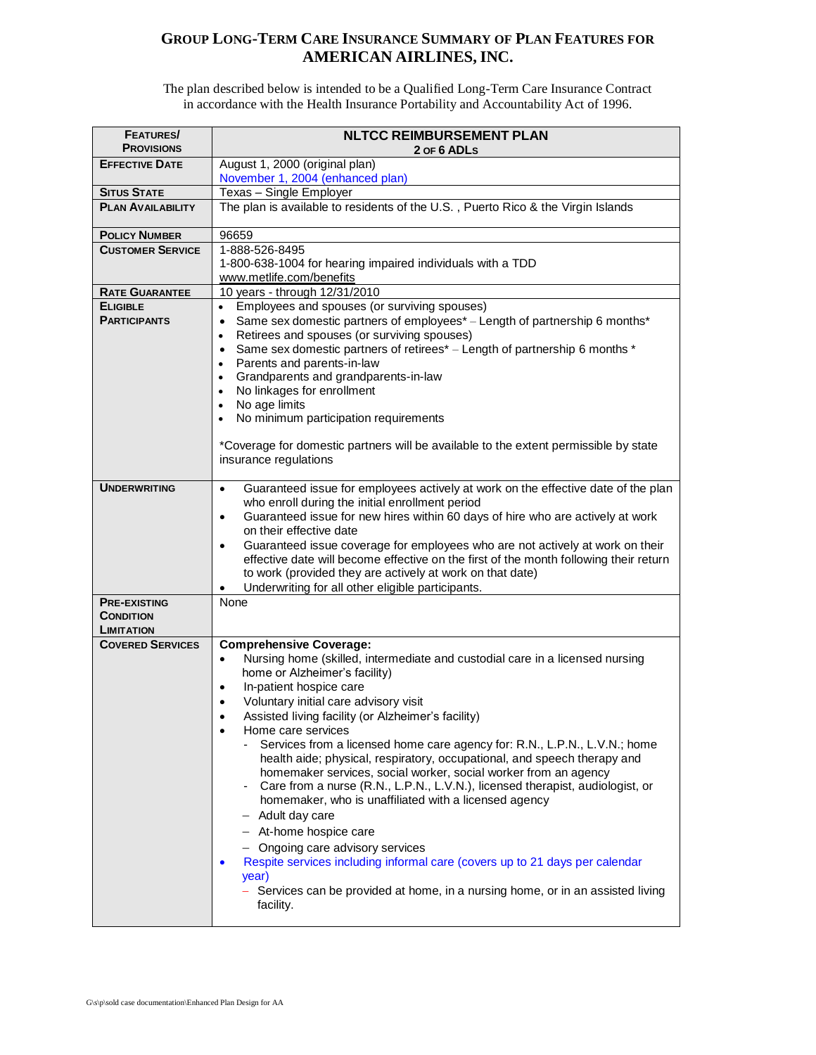# GROUP LONG-TERM CARE INSURANCE SUMMARY OF PLAN FEATURES FOR AMERICAN AIRLINES, INC.

The plan described below is intended to be a Qualified Long-Term Care Insurance Contract in accordance with the Health Insurance Portability and Accountability Act of 1996.

| FEATURES/ PROVISIONS | NLTCC REIMBURSEMENT PLAN 2 OF 6 ADLS |
|---|---|
| EFFECTIVE DATE | August 1, 2000 (original plan)<br>November 1, 2004 (enhanced plan) |
| SITUS STATE | Texas – Single Employer |
| PLAN AVAILABILITY | The plan is available to residents of the U.S. , Puerto Rico & the Virgin Islands |
| POLICY NUMBER | 96659 |
| CUSTOMER SERVICE | 1-888-526-8495<br>1-800-638-1004 for hearing impaired individuals with a TDD<br>www.metlife.com/benefits |
| RATE GUARANTEE | 10 years - through 12/31/2010 |
| ELIGIBLE PARTICIPANTS | • Employees and spouses (or surviving spouses)<br>• Same sex domestic partners of employees* – Length of partnership 6 months*<br>• Retirees and spouses (or surviving spouses)<br>• Same sex domestic partners of retirees* – Length of partnership 6 months *<br>• Parents and parents-in-law<br>• Grandparents and grandparents-in-law<br>• No linkages for enrollment<br>• No age limits<br>• No minimum participation requirements<br><br>*Coverage for domestic partners will be available to the extent permissible by state insurance regulations |
| UNDERWRITING | • Guaranteed issue for employees actively at work on the effective date of the plan who enroll during the initial enrollment period<br>• Guaranteed issue for new hires within 60 days of hire who are actively at work on their effective date<br>• Guaranteed issue coverage for employees who are not actively at work on their effective date will become effective on the first of the month following their return to work (provided they are actively at work on that date)<br>• Underwriting for all other eligible participants. |
| PRE-EXISTING CONDITION LIMITATION | None |
| COVERED SERVICES | **Comprehensive Coverage:**<br>• Nursing home (skilled, intermediate and custodial care in a licensed nursing home or Alzheimer's facility)<br>• In-patient hospice care<br>• Voluntary initial care advisory visit<br>• Assisted living facility (or Alzheimer's facility)<br>• Home care services<br>  - Services from a licensed home care agency for: R.N., L.P.N., L.V.N.; home health aide; physical, respiratory, occupational, and speech therapy and homemaker services, social worker, social worker from an agency<br>  - Care from a nurse (R.N., L.P.N., L.V.N.), licensed therapist, audiologist, or homemaker, who is unaffiliated with a licensed agency<br>  – Adult day care<br>  – At-home hospice care<br>  – Ongoing care advisory services<br>• Respite services including informal care (covers up to 21 days per calendar year)<br>  – Services can be provided at home, in a nursing home, or in an assisted living facility. |

G\s\p\sold case documentation\Enhanced Plan Design for AA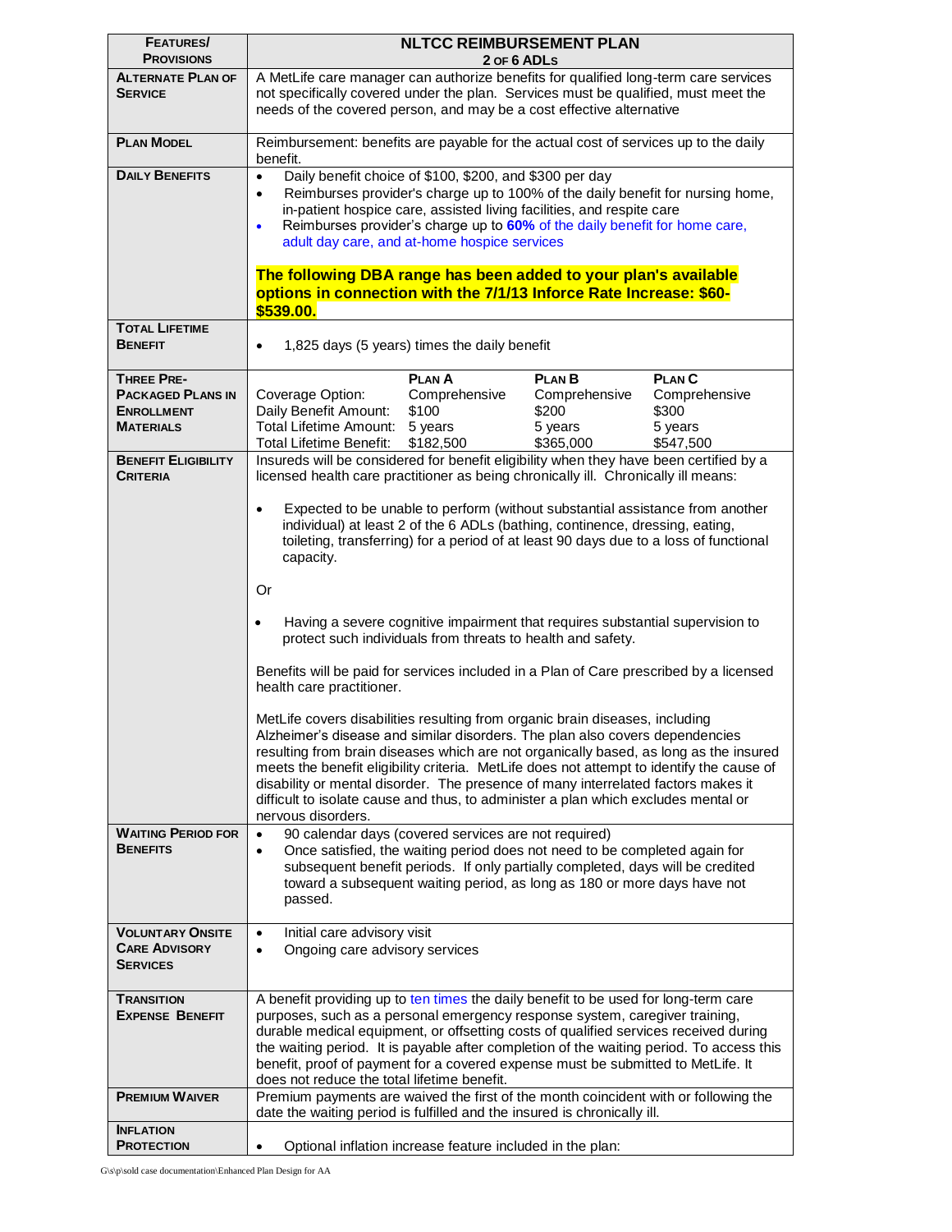| FEATURES/ PROVISIONS | NLTCC REIMBURSEMENT PLAN 2 OF 6 ADLS |
|---|---|
| ALTERNATE PLAN OF SERVICE | A MetLife care manager can authorize benefits for qualified long-term care services not specifically covered under the plan. Services must be qualified, must meet the needs of the covered person, and may be a cost effective alternative |
| PLAN MODEL | Reimbursement: benefits are payable for the actual cost of services up to the daily benefit. |
| DAILY BENEFITS | • Daily benefit choice of $100, $200, and $300 per day<br>• Reimburses provider's charge up to 100% of the daily benefit for nursing home, in-patient hospice care, assisted living facilities, and respite care<br>• Reimburses provider's charge up to **60%** of the daily benefit for home care, adult day care, and at-home hospice services<br><br>**The following DBA range has been added to your plan's available options in connection with the 7/1/13 Inforce Rate Increase: $60-$539.00.** |
| TOTAL LIFETIME BENEFIT | • 1,825 days (5 years) times the daily benefit |
| THREE PRE-PACKAGED PLANS IN ENROLLMENT MATERIALS | Coverage Option: PLAN A Comprehensive; PLAN B Comprehensive; PLAN C Comprehensive<br>Daily Benefit Amount: $100; $200; $300<br>Total Lifetime Amount: 5 years; 5 years; 5 years<br>Total Lifetime Benefit: $182,500; $365,000; $547,500 |
| BENEFIT ELIGIBILITY CRITERIA | Insureds will be considered for benefit eligibility when they have been certified by a licensed health care practitioner as being chronically ill. Chronically ill means:<br><br>• Expected to be unable to perform (without substantial assistance from another individual) at least 2 of the 6 ADLs (bathing, continence, dressing, eating, toileting, transferring) for a period of at least 90 days due to a loss of functional capacity.<br><br>Or<br><br>• Having a severe cognitive impairment that requires substantial supervision to protect such individuals from threats to health and safety.<br><br>Benefits will be paid for services included in a Plan of Care prescribed by a licensed health care practitioner.<br><br>MetLife covers disabilities resulting from organic brain diseases, including Alzheimer's disease and similar disorders. The plan also covers dependencies resulting from brain diseases which are not organically based, as long as the insured meets the benefit eligibility criteria. MetLife does not attempt to identify the cause of disability or mental disorder. The presence of many interrelated factors makes it difficult to isolate cause and thus, to administer a plan which excludes mental or nervous disorders. |
| WAITING PERIOD FOR BENEFITS | • 90 calendar days (covered services are not required)<br>• Once satisfied, the waiting period does not need to be completed again for subsequent benefit periods. If only partially completed, days will be credited toward a subsequent waiting period, as long as 180 or more days have not passed. |
| VOLUNTARY ONSITE CARE ADVISORY SERVICES | • Initial care advisory visit<br>• Ongoing care advisory services |
| TRANSITION EXPENSE BENEFIT | A benefit providing up to ten times the daily benefit to be used for long-term care purposes, such as a personal emergency response system, caregiver training, durable medical equipment, or offsetting costs of qualified services received during the waiting period. It is payable after completion of the waiting period. To access this benefit, proof of payment for a covered expense must be submitted to MetLife. It does not reduce the total lifetime benefit. |
| PREMIUM WAIVER | Premium payments are waived the first of the month coincident with or following the date the waiting period is fulfilled and the insured is chronically ill. |
| INFLATION PROTECTION | • Optional inflation increase feature included in the plan: |

G:\s\p\sold case documentation\Enhanced Plan Design for AA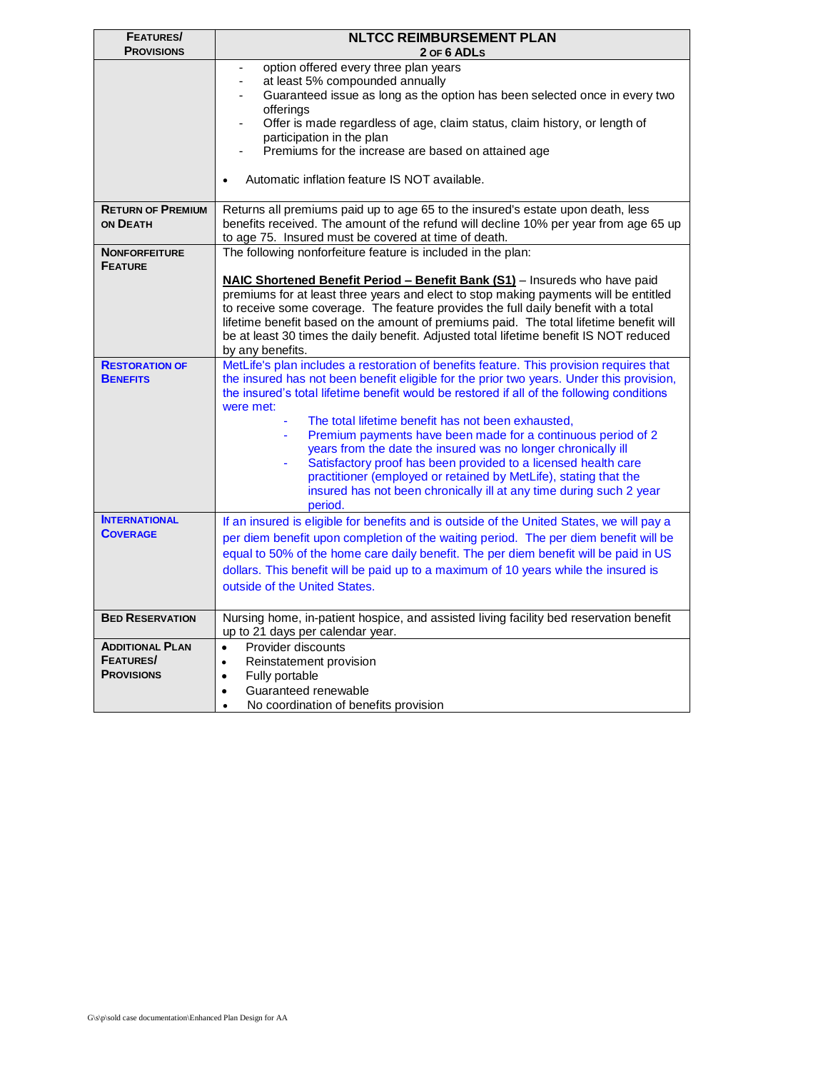| FEATURES/ PROVISIONS | NLTCC REIMBURSEMENT PLAN 2 OF 6 ADLS |
|---|---|
| | - option offered every three plan years<br>- at least 5% compounded annually<br>- Guaranteed issue as long as the option has been selected once in every two offerings<br>- Offer is made regardless of age, claim status, claim history, or length of participation in the plan<br>- Premiums for the increase are based on attained age<br><br>• Automatic inflation feature IS NOT available. |
| RETURN OF PREMIUM ON DEATH | Returns all premiums paid up to age 65 to the insured's estate upon death, less benefits received. The amount of the refund will decline 10% per year from age 65 up to age 75. Insured must be covered at time of death. |
| NONFORFEITURE FEATURE | The following nonforfeiture feature is included in the plan:<br><br>**NAIC Shortened Benefit Period – Benefit Bank (S1)** – Insureds who have paid premiums for at least three years and elect to stop making payments will be entitled to receive some coverage. The feature provides the full daily benefit with a total lifetime benefit based on the amount of premiums paid. The total lifetime benefit will be at least 30 times the daily benefit. Adjusted total lifetime benefit IS NOT reduced by any benefits. |
| RESTORATION OF BENEFITS | MetLife's plan includes a restoration of benefits feature. This provision requires that the insured has not been benefit eligible for the prior two years. Under this provision, the insured's total lifetime benefit would be restored if all of the following conditions were met:<br>- The total lifetime benefit has not been exhausted,<br>- Premium payments have been made for a continuous period of 2 years from the date the insured was no longer chronically ill<br>- Satisfactory proof has been provided to a licensed health care practitioner (employed or retained by MetLife), stating that the insured has not been chronically ill at any time during such 2 year period. |
| INTERNATIONAL COVERAGE | If an insured is eligible for benefits and is outside of the United States, we will pay a per diem benefit upon completion of the waiting period. The per diem benefit will be equal to 50% of the home care daily benefit. The per diem benefit will be paid in US dollars. This benefit will be paid up to a maximum of 10 years while the insured is outside of the United States. |
| BED RESERVATION | Nursing home, in-patient hospice, and assisted living facility bed reservation benefit up to 21 days per calendar year. |
| ADDITIONAL PLAN FEATURES/ PROVISIONS | • Provider discounts<br>• Reinstatement provision<br>• Fully portable<br>• Guaranteed renewable<br>• No coordination of benefits provision |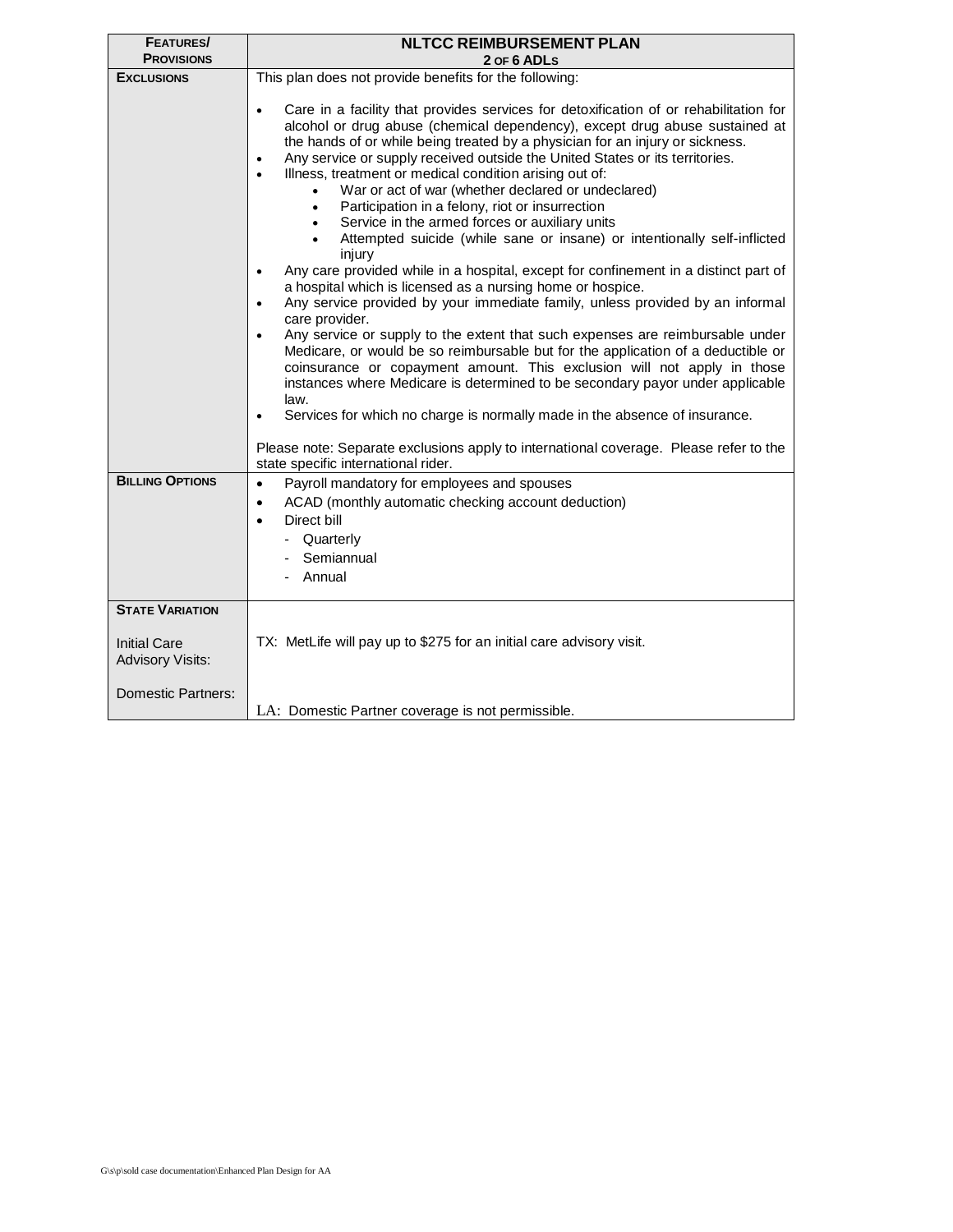| FEATURES/ PROVISIONS | NLTCC REIMBURSEMENT PLAN 2 OF 6 ADLS |
|---|---|
| **EXCLUSIONS** | This plan does not provide benefits for the following:<br><br>• Care in a facility that provides services for detoxification of or rehabilitation for alcohol or drug abuse (chemical dependency), except drug abuse sustained at the hands of or while being treated by a physician for an injury or sickness.<br>• Any service or supply received outside the United States or its territories.<br>• Illness, treatment or medical condition arising out of:<br>&nbsp;&nbsp;&nbsp;&nbsp;• War or act of war (whether declared or undeclared)<br>&nbsp;&nbsp;&nbsp;&nbsp;• Participation in a felony, riot or insurrection<br>&nbsp;&nbsp;&nbsp;&nbsp;• Service in the armed forces or auxiliary units<br>&nbsp;&nbsp;&nbsp;&nbsp;• Attempted suicide (while sane or insane) or intentionally self-inflicted injury<br>• Any care provided while in a hospital, except for confinement in a distinct part of a hospital which is licensed as a nursing home or hospice.<br>• Any service provided by your immediate family, unless provided by an informal care provider.<br>• Any service or supply to the extent that such expenses are reimbursable under Medicare, or would be so reimbursable but for the application of a deductible or coinsurance or copayment amount. This exclusion will not apply in those instances where Medicare is determined to be secondary payor under applicable law.<br>• Services for which no charge is normally made in the absence of insurance.<br><br>Please note: Separate exclusions apply to international coverage. Please refer to the state specific international rider. |
| **BILLING OPTIONS** | • Payroll mandatory for employees and spouses<br>• ACAD (monthly automatic checking account deduction)<br>• Direct bill<br>&nbsp;&nbsp;&nbsp;&nbsp;- Quarterly<br>&nbsp;&nbsp;&nbsp;&nbsp;- Semiannual<br>&nbsp;&nbsp;&nbsp;&nbsp;- Annual |
| **STATE VARIATION**<br><br>Initial Care Advisory Visits:<br><br>Domestic Partners: | <br><br>TX: MetLife will pay up to $275 for an initial care advisory visit.<br><br>LA: Domestic Partner coverage is not permissible. |

G\s\p\sold case documentation\Enhanced Plan Design for AA